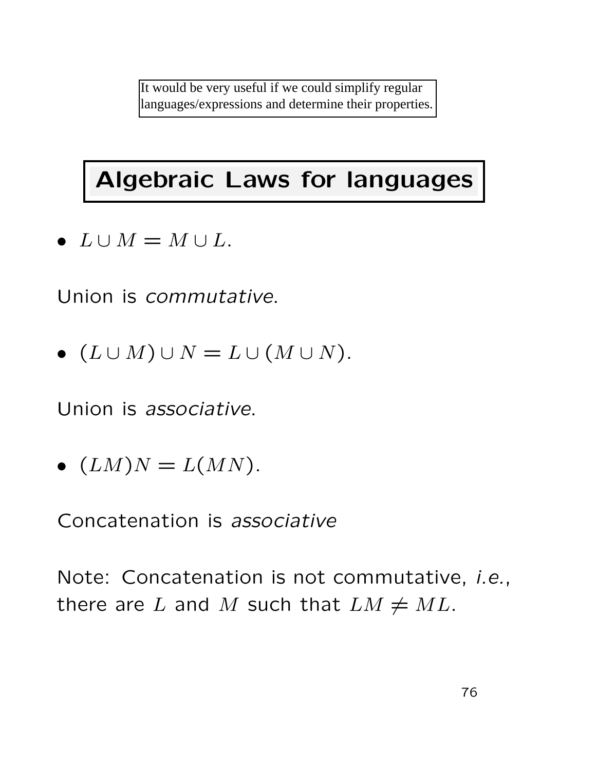It would be very useful if we could simplify regular languages/expressions and determine their properties.

# Algebraic Laws for languages

- $L \cup M = M \cup L$.

Union is *commutative*.

- $(L \cup M) \cup N = L \cup (M \cup N)$.

Union is *associative*.

- $(LM)N = L(MN)$.

Concatenation is *associative*

Note: Concatenation is not commutative, *i.e.*, there are $L$ and $M$ such that $LM \neq ML$.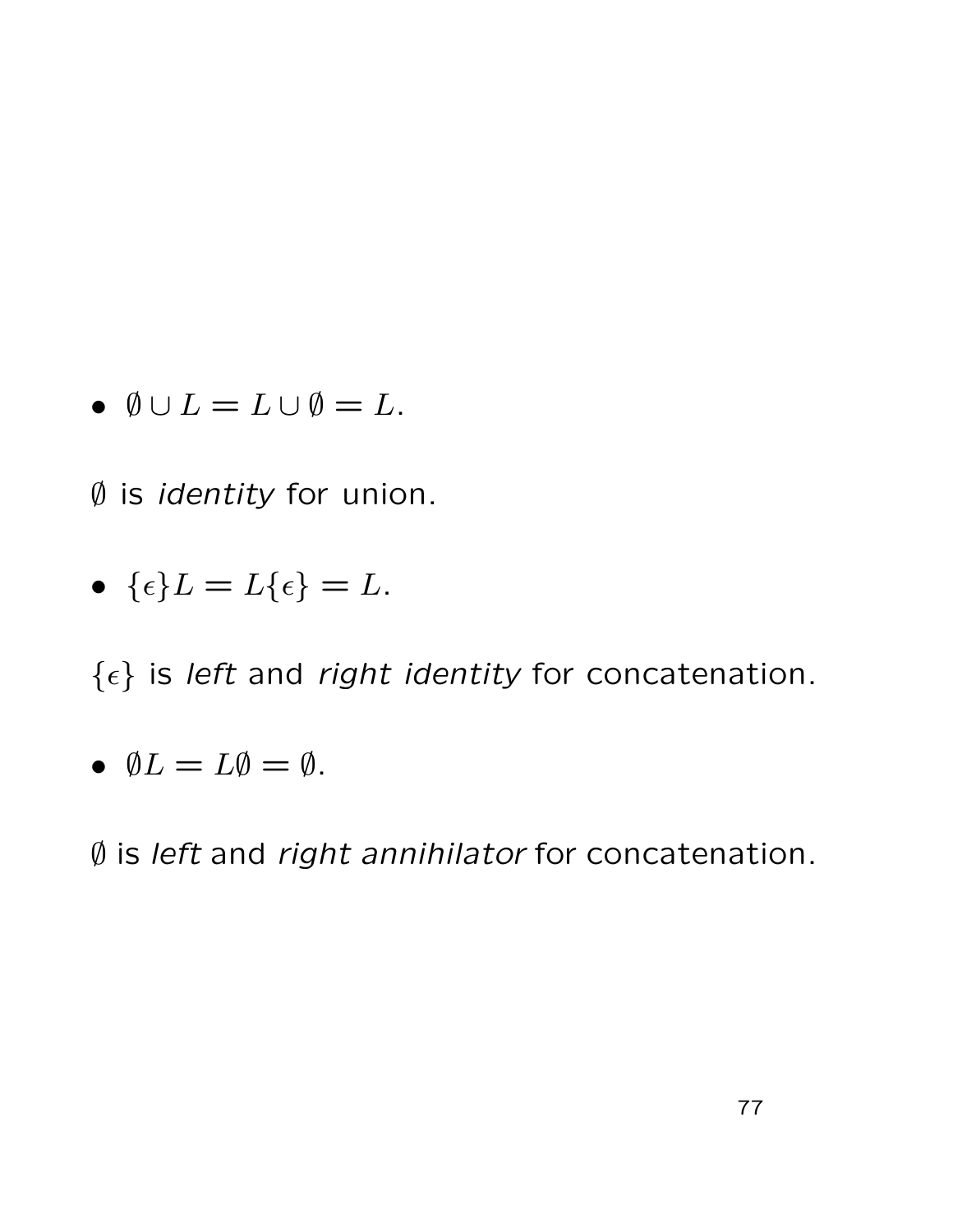- $\emptyset \cup L = L \cup \emptyset = L$.

$\emptyset$ is *identity* for union.

- $\{\epsilon\}L = L\{\epsilon\} = L$.

$\{\epsilon\}$ is *left* and *right identity* for concatenation.

- $\emptyset L = L\emptyset = \emptyset$.

$\emptyset$ is *left* and *right annihilator* for concatenation.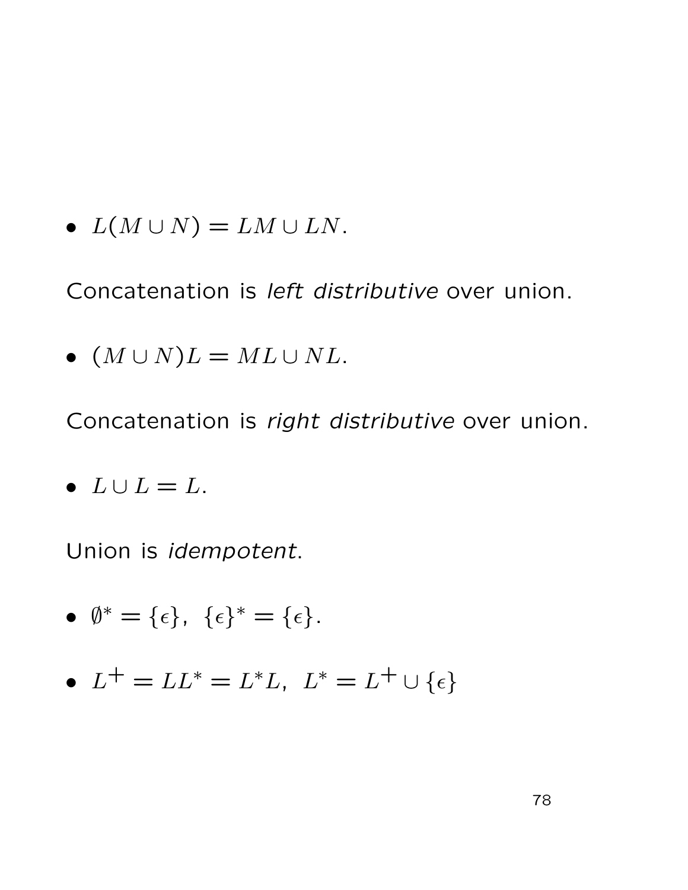- $L(M \cup N) = LM \cup LN$.

Concatenation is *left distributive* over union.

- $(M \cup N)L = ML \cup NL$.

Concatenation is *right distributive* over union.

- $L \cup L = L$.

Union is *idempotent*.

- $\emptyset^* = \{\epsilon\}, \ \{\epsilon\}^* = \{\epsilon\}$.

- $L^+ = LL^* = L^*L, \ L^* = L^+ \cup \{\epsilon\}$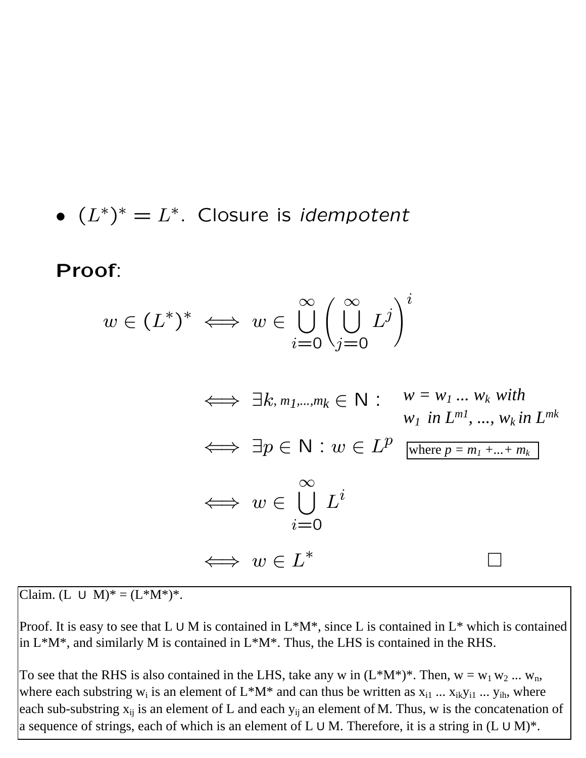- $(L^*)^* = L^*$. Closure is *idempotent*

**Proof**:

$$w \in (L^*)^* \iff w \in \bigcup_{i=0}^{\infty} \left( \bigcup_{j=0}^{\infty} L^j \right)^i$$

$$\iff \exists k, m_1, \ldots, m_k \in \mathbb{N} : \quad w = w_1 \ldots w_k \text{ with } w_1 \text{ in } L^{m1}, \ldots, w_k \text{ in } L^{mk}$$

$$\iff \exists p \in \mathbb{N} : w \in L^p \quad \text{where } p = m_1 + \ldots + m_k$$

$$\iff w \in \bigcup_{i=0}^{\infty} L^i$$

$$\iff w \in L^* \qquad \square$$

Claim. $(L \cup M)^* = (L^*M^*)^*$.

Proof. It is easy to see that $L \cup M$ is contained in $L^*M^*$, since $L$ is contained in $L^*$ which is contained in $L^*M^*$, and similarly $M$ is contained in $L^*M^*$. Thus, the LHS is contained in the RHS.

To see that the RHS is also contained in the LHS, take any $w$ in $(L^*M^*)^*$. Then, $w = w_1 w_2 \ldots w_n$, where each substring $w_i$ is an element of $L^*M^*$ and can thus be written as $x_{i1} \ldots x_{ik} y_{i1} \ldots y_{ih}$, where each sub-substring $x_{ij}$ is an element of $L$ and each $y_{ij}$ an element of $M$. Thus, $w$ is the concatenation of a sequence of strings, each of which is an element of $L \cup M$. Therefore, it is a string in $(L \cup M)^*$.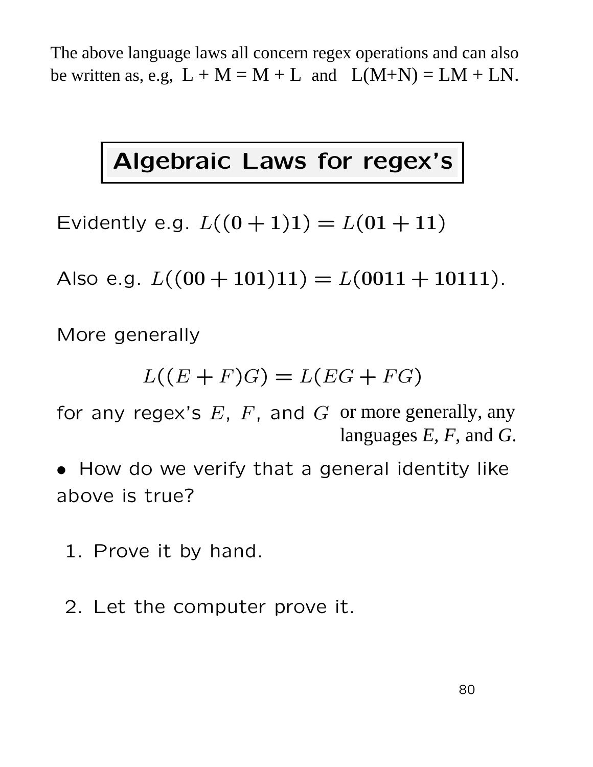The above language laws all concern regex operations and can also be written as, e.g, L + M = M + L and L(M+N) = LM + LN.

## Algebraic Laws for regex's

Evidently e.g. $L((\mathbf{0}+\mathbf{1})\mathbf{1}) = L(\mathbf{01}+\mathbf{11})$

Also e.g. $L((\mathbf{00}+\mathbf{101})\mathbf{11}) = L(\mathbf{0011}+\mathbf{10111})$.

More generally

$$L((E+F)G) = L(EG+FG)$$

for any regex's $E$, $F$, and $G$ or more generally, any languages $E$, $F$, and $G$.

- How do we verify that a general identity like above is true?

1. Prove it by hand.

2. Let the computer prove it.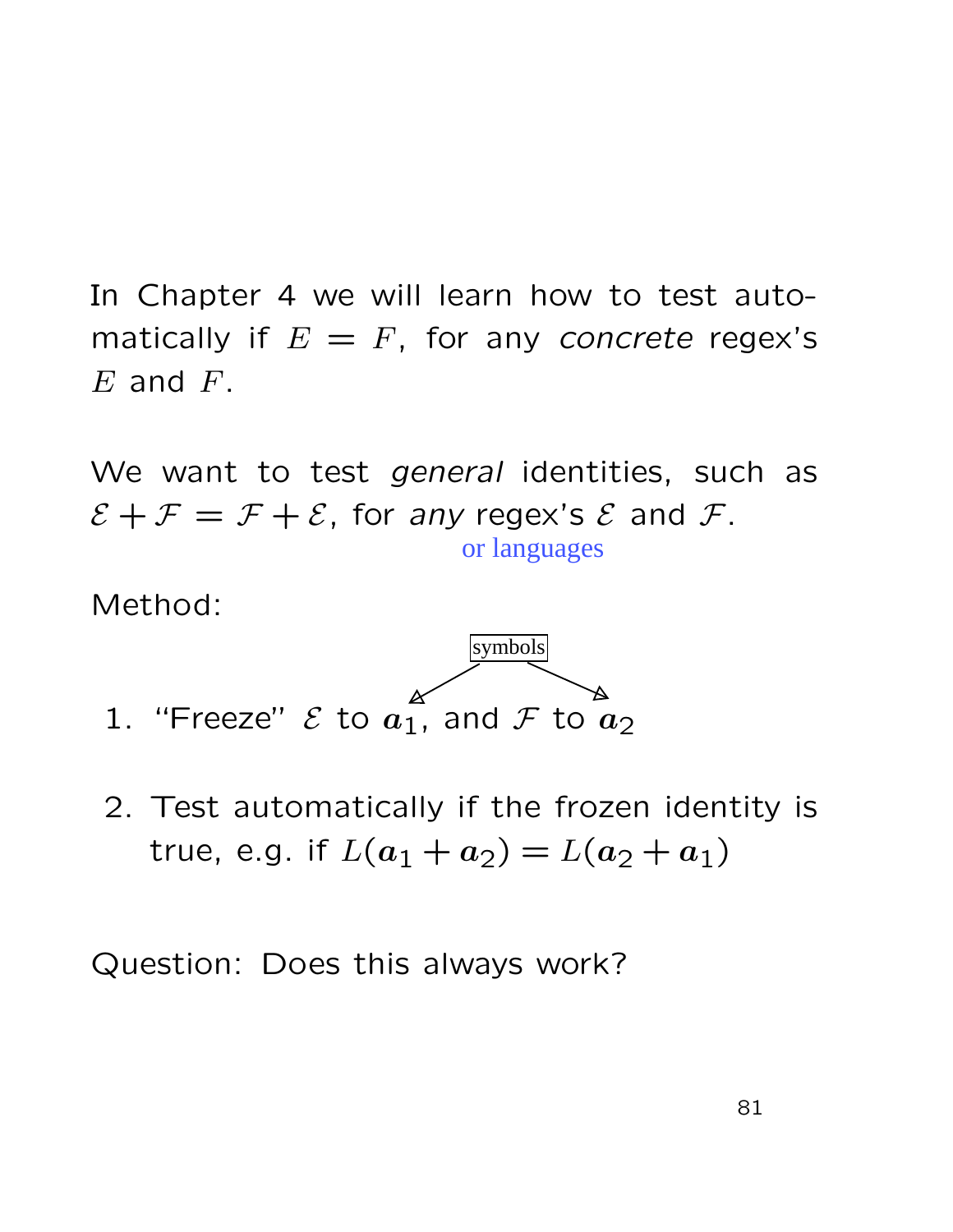In Chapter 4 we will learn how to test automatically if $E = F$, for any *concrete* regex's $E$ and $F$.

We want to test *general* identities, such as $\mathcal{E} + \mathcal{F} = \mathcal{F} + \mathcal{E}$, for *any* regex's $\mathcal{E}$ and $\mathcal{F}$.
or languages

Method:

symbols

1. "Freeze" $\mathcal{E}$ to $\boldsymbol{a}_1$, and $\mathcal{F}$ to $\boldsymbol{a}_2$

2. Test automatically if the frozen identity is true, e.g. if $L(\boldsymbol{a}_1 + \boldsymbol{a}_2) = L(\boldsymbol{a}_2 + \boldsymbol{a}_1)$

Question: Does this always work?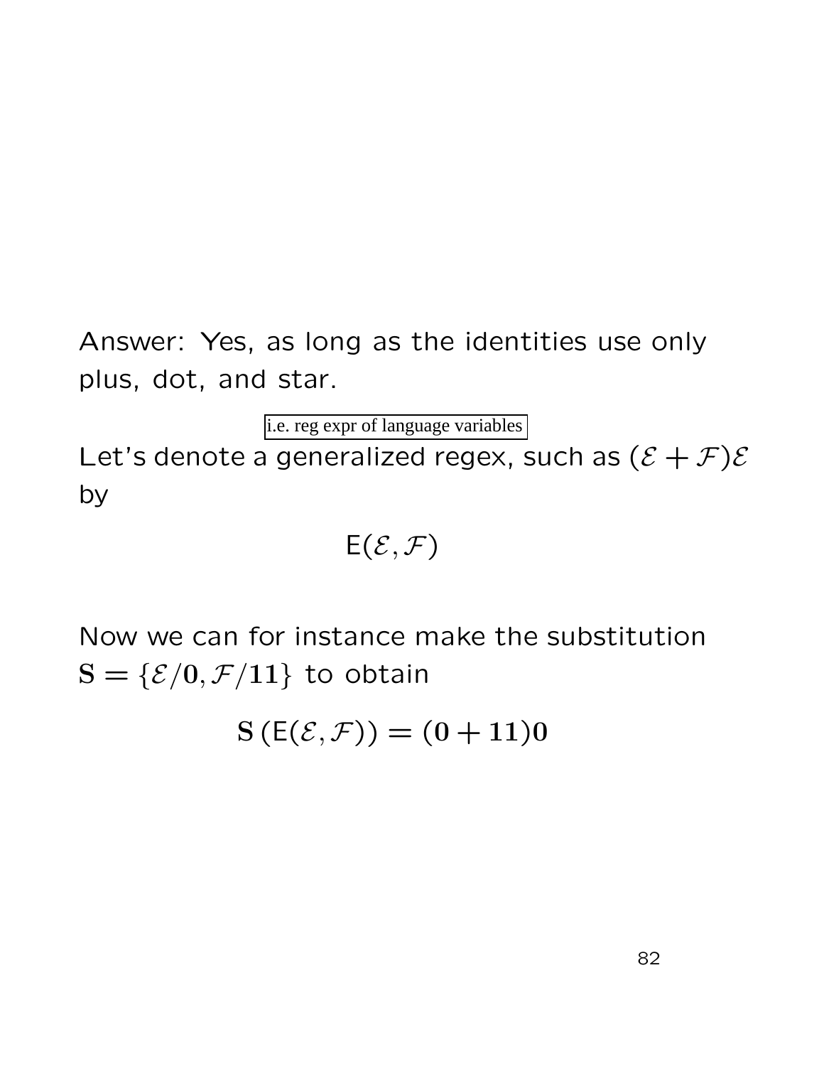Answer: Yes, as long as the identities use only plus, dot, and star.

i.e. reg expr of language variables

Let's denote a generalized regex, such as $(\mathcal{E} + \mathcal{F})\mathcal{E}$ by

$$\mathsf{E}(\mathcal{E}, \mathcal{F})$$

Now we can for instance make the substitution $\mathbf{S} = \{\mathcal{E}/\mathbf{0}, \mathcal{F}/\mathbf{11}\}$ to obtain

$$\mathbf{S}\left(\mathsf{E}(\mathcal{E}, \mathcal{F})\right) = (\mathbf{0} + \mathbf{11})\mathbf{0}$$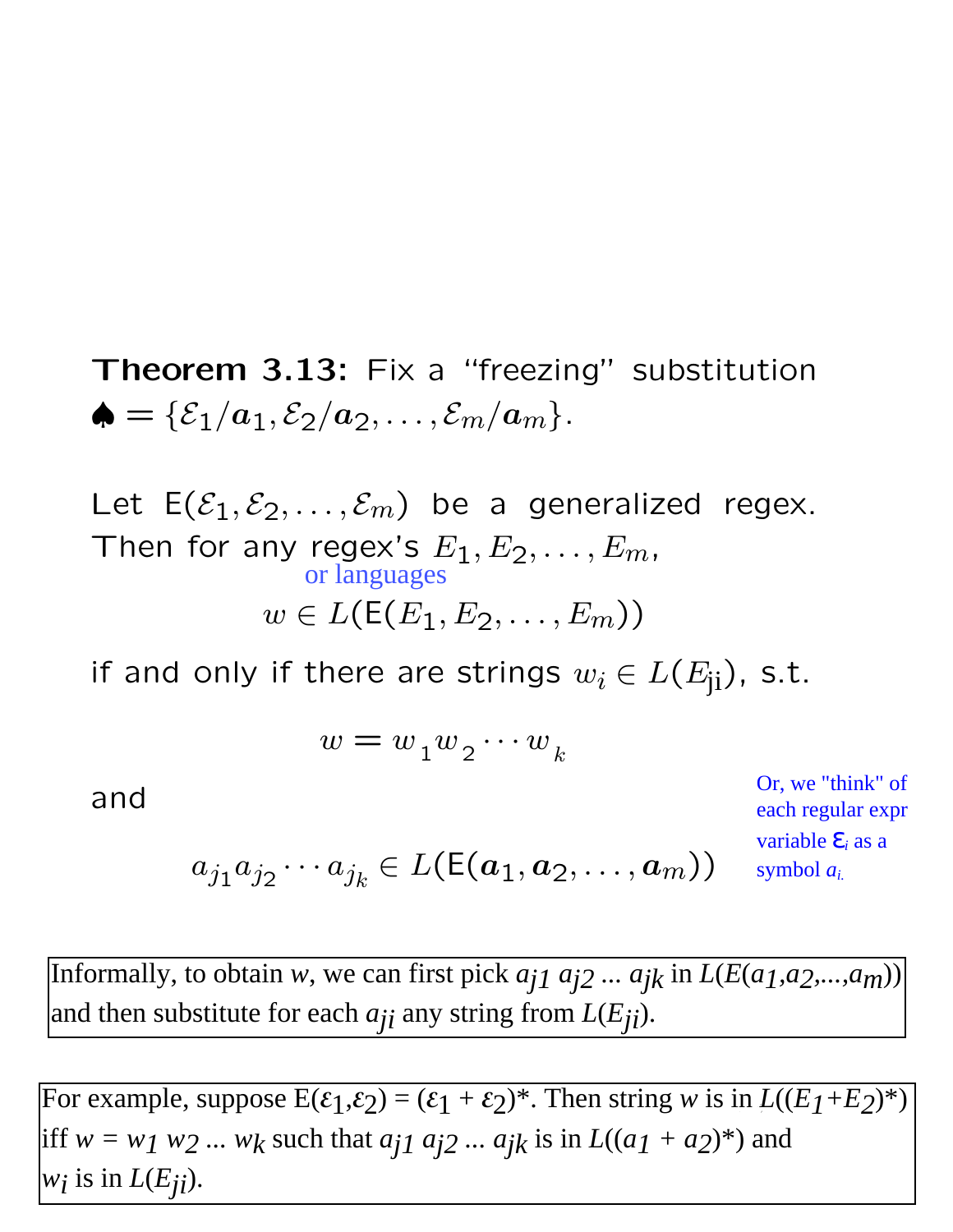**Theorem 3.13:** Fix a "freezing" substitution $\spadesuit = \{\mathcal{E}_1/\boldsymbol{a}_1, \mathcal{E}_2/\boldsymbol{a}_2, \ldots, \mathcal{E}_m/\boldsymbol{a}_m\}$.

Let $\mathsf{E}(\mathcal{E}_1, \mathcal{E}_2, \ldots, \mathcal{E}_m)$ be a generalized regex. Then for any regex's $E_1, E_2, \ldots, E_m$,
or languages

$$w \in L(\mathsf{E}(E_1, E_2, \ldots, E_m))$$

if and only if there are strings $w_i \in L(E_{j_i})$, s.t.

$$w = w_1 w_2 \cdots w_k$$

and

$$a_{j_1} a_{j_2} \cdots a_{j_k} \in L(\mathsf{E}(\boldsymbol{a}_1, \boldsymbol{a}_2, \ldots, \boldsymbol{a}_m))$$

Or, we "think" of each regular expr variable $\mathcal{E}_i$ as a symbol $a_i$.

Informally, to obtain $w$, we can first pick $a_{j1}\, a_{j2} \ldots a_{jk}$ in $L(E(a_1,a_2,\ldots,a_m))$ and then substitute for each $a_{ji}$ any string from $L(E_{ji})$.

For example, suppose $E(\varepsilon_1,\varepsilon_2) = (\varepsilon_1 + \varepsilon_2)^*$. Then string $w$ is in $L((E_1+E_2)^*)$ iff $w = w_1\, w_2 \ldots w_k$ such that $a_{j1}\, a_{j2} \ldots a_{jk}$ is in $L((a_1 + a_2)^*)$ and $w_i$ is in $L(E_{ji})$.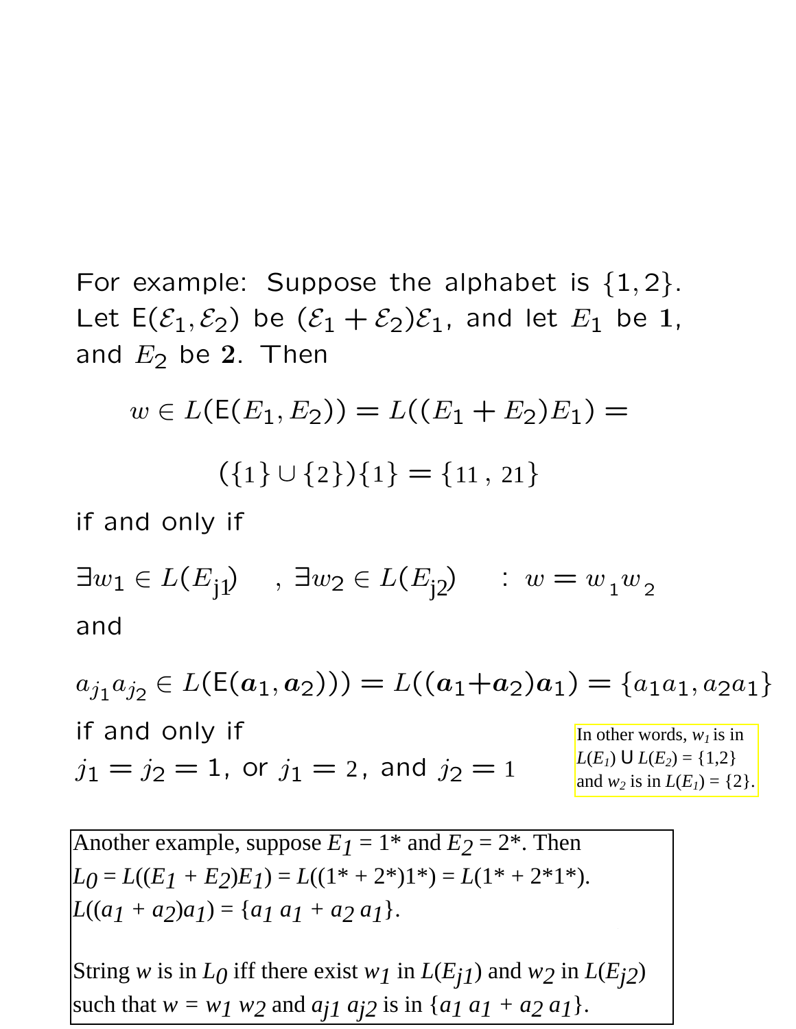For example: Suppose the alphabet is $\{1, 2\}$. Let $\mathsf{E}(\mathcal{E}_1, \mathcal{E}_2)$ be $(\mathcal{E}_1 + \mathcal{E}_2)\mathcal{E}_1$, and let $E_1$ be $\mathbf{1}$, and $E_2$ be $\mathbf{2}$. Then

$$w \in L(\mathsf{E}(E_1, E_2)) = L((E_1 + E_2)E_1) =$$

$$(\{1\} \cup \{2\})\{1\} = \{11\,,\,21\}$$

if and only if

$$\exists w_1 \in L(E_{j1}) \quad , \exists w_2 \in L(E_{j2}) \quad : \; w = w_1 w_2$$

and

$$a_{j_1} a_{j_2} \in L(\mathsf{E}(\boldsymbol{a}_1, \boldsymbol{a}_2)) = L((\boldsymbol{a}_1 + \boldsymbol{a}_2)\boldsymbol{a}_1) = \{a_1 a_1, a_2 a_1\}$$

if and only if

$j_1 = j_2 = 1$, or $j_1 = 2$, and $j_2 = 1$

In other words, $w_1$ is in $L(E_1) \cup L(E_2) = \{1,2\}$ and $w_2$ is in $L(E_1) = \{2\}$.

Another example, suppose $E_1 = 1^*$ and $E_2 = 2^*$. Then
$L_0 = L((E_1 + E_2)E_1) = L((1^* + 2^*)1^*) = L(1^* + 2^*1^*)$.
$L((a_1 + a_2)a_1) = \{a_1\, a_1 + a_2\, a_1\}$.

String $w$ is in $L_0$ iff there exist $w_1$ in $L(E_{j1})$ and $w_2$ in $L(E_{j2})$ such that $w = w_1\, w_2$ and $a_{j1}\, a_{j2}$ is in $\{a_1\, a_1 + a_2\, a_1\}$.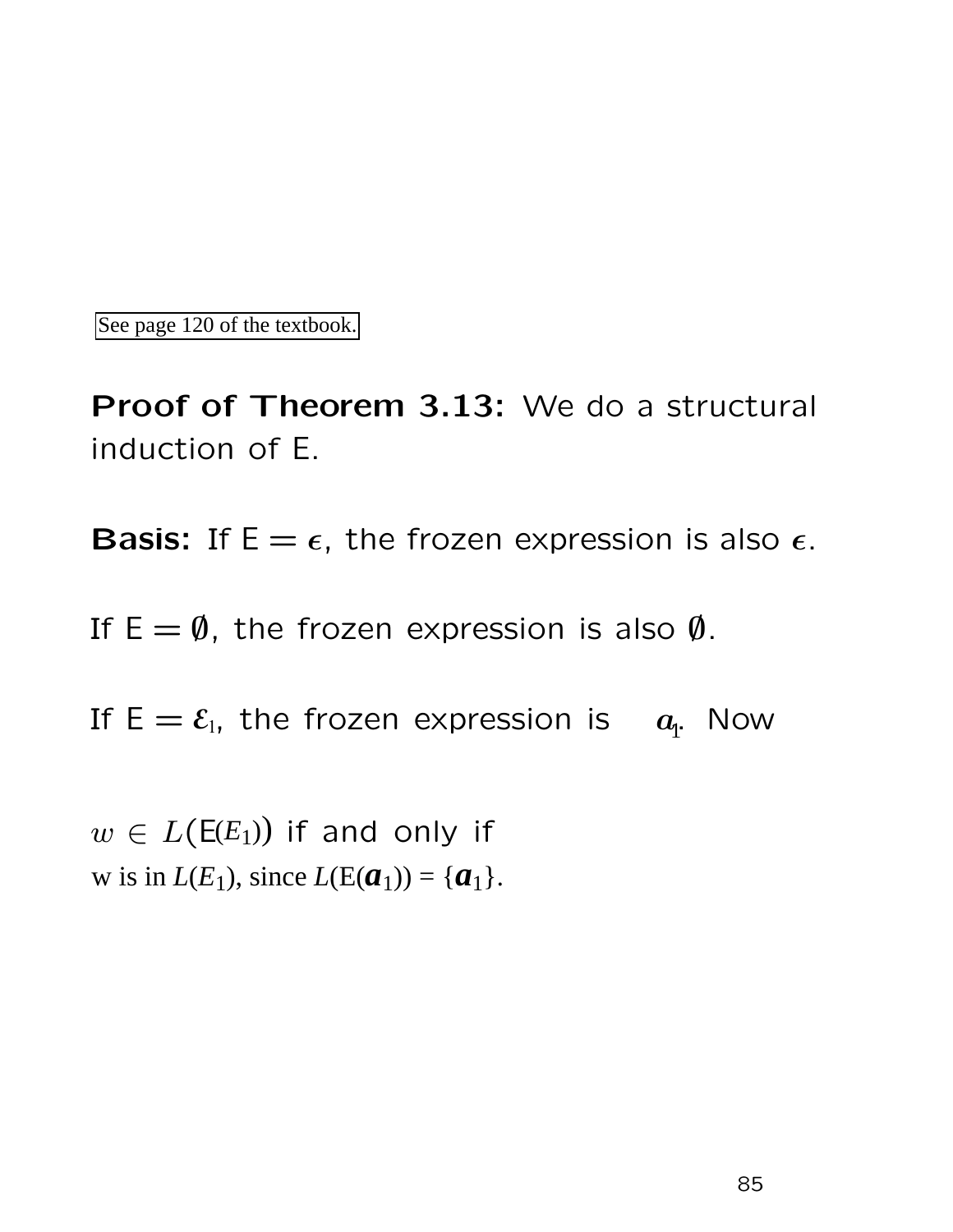See page 120 of the textbook.

**Proof of Theorem 3.13:** We do a structural induction of E.

**Basis:** If $E = \epsilon$, the frozen expression is also $\epsilon$.

If $E = \emptyset$, the frozen expression is also $\emptyset$.

If $E = \mathcal{E}_1$, the frozen expression is $\boldsymbol{a}_1$. Now

$w \in L(E(E_1))$ if and only if w is in $L(E_1)$, since $L(E(\boldsymbol{a}_1)) = \{\boldsymbol{a}_1\}$.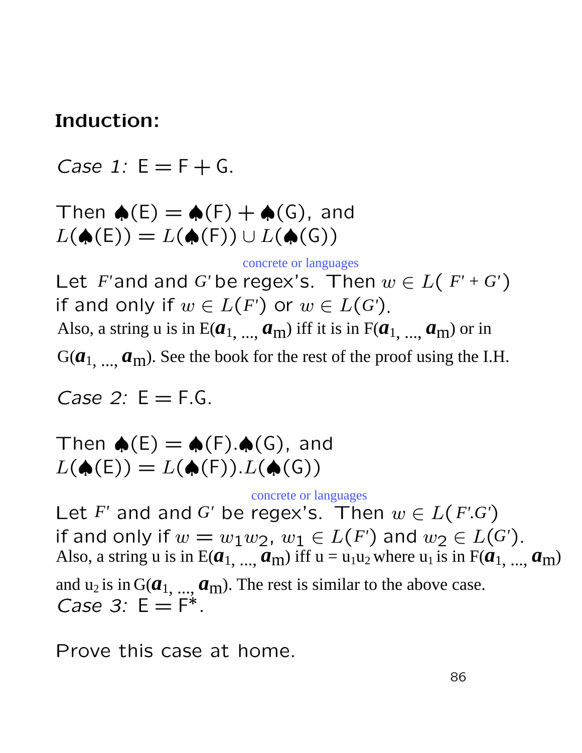**Induction:**

*Case 1:* E = F + G.

Then ♠(E) = ♠(F) + ♠(G), and
$L$(♠(E)) = $L$(♠(F)) ∪ $L$(♠(G))

concrete or languages

Let $F'$and and $G'$ be regex's. Then $w \in L(F' + G')$ if and only if $w \in L(F')$ or $w \in L(G')$.

Also, a string u is in E($\boldsymbol{a}_1, ..., \boldsymbol{a}_m$) iff it is in F($\boldsymbol{a}_1, ..., \boldsymbol{a}_m$) or in G($\boldsymbol{a}_1, ..., \boldsymbol{a}_m$). See the book for the rest of the proof using the I.H.

*Case 2:* E = F.G.

Then ♠(E) = ♠(F).♠(G), and
$L$(♠(E)) = $L$(♠(F)).$L$(♠(G))

concrete or languages

Let $F'$ and and $G'$ be regex's. Then $w \in L(F'.G')$ if and only if $w = w_1 w_2$, $w_1 \in L(F')$ and $w_2 \in L(G')$.

Also, a string u is in E($\boldsymbol{a}_1, ..., \boldsymbol{a}_m$) iff u = $u_1 u_2$ where $u_1$ is in F($\boldsymbol{a}_1, ..., \boldsymbol{a}_m$) and $u_2$ is in G($\boldsymbol{a}_1, ..., \boldsymbol{a}_m$). The rest is similar to the above case.

*Case 3:* E = F*.

Prove this case at home.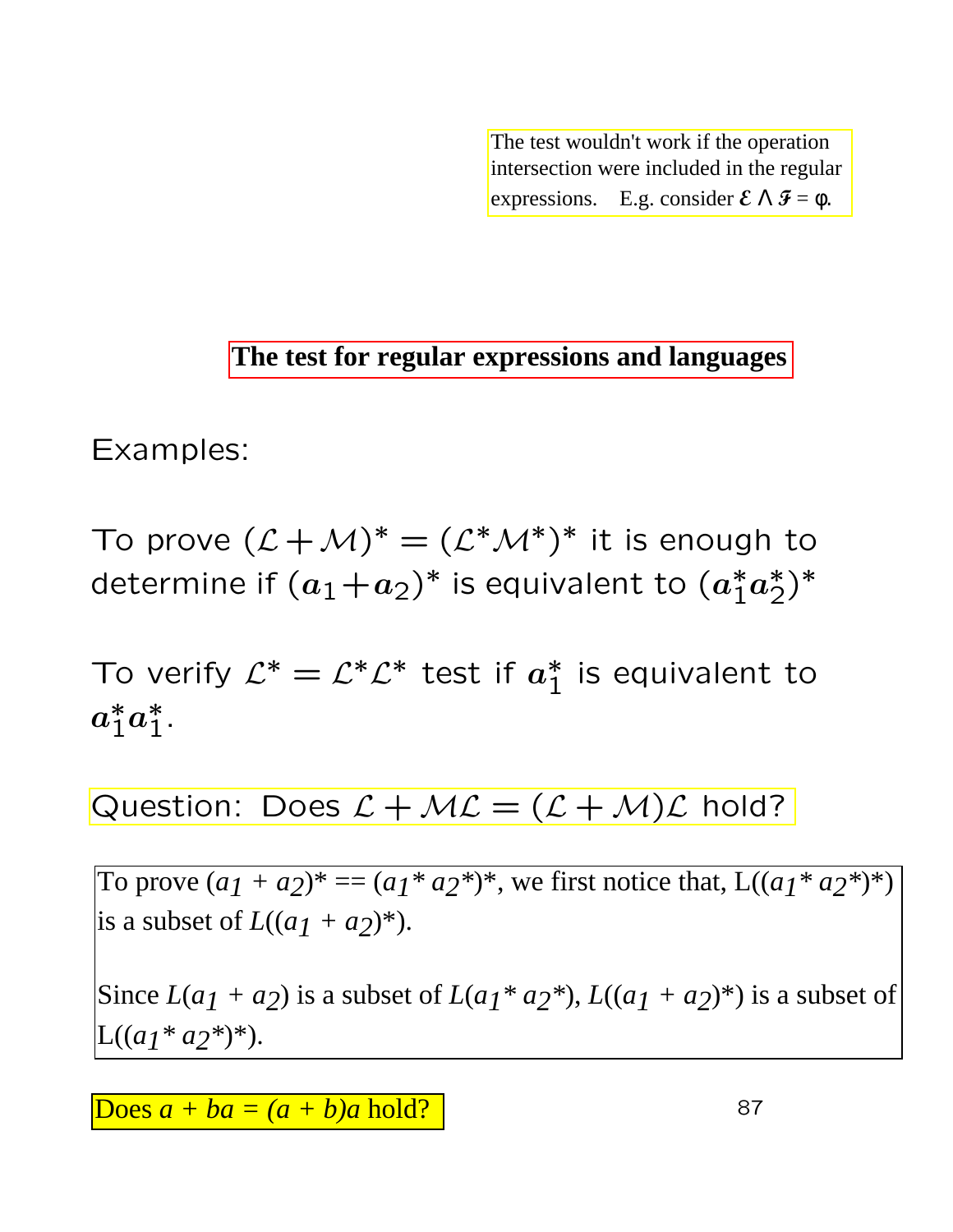The test wouldn't work if the operation intersection were included in the regular expressions. E.g. consider $\mathcal{E} \wedge \mathcal{F} = \varphi$.

## The test for regular expressions and languages

Examples:

To prove $(\mathcal{L}+\mathcal{M})^* = (\mathcal{L}^*\mathcal{M}^*)^*$ it is enough to determine if $(\boldsymbol{a}_1+\boldsymbol{a}_2)^*$ is equivalent to $(\boldsymbol{a}_1^*\boldsymbol{a}_2^*)^*$

To verify $\mathcal{L}^* = \mathcal{L}^*\mathcal{L}^*$ test if $\boldsymbol{a}_1^*$ is equivalent to $\boldsymbol{a}_1^*\boldsymbol{a}_1^*$.

Question: Does $\mathcal{L} + \mathcal{M}\mathcal{L} = (\mathcal{L} + \mathcal{M})\mathcal{L}$ hold?

To prove $(a_1 + a_2)^* == (a_1^* a_2^*)^*$, we first notice that, $L((a_1^* a_2^*)^*)$ is a subset of $L((a_1 + a_2)^*)$.

Since $L(a_1 + a_2)$ is a subset of $L(a_1^* a_2^*)$, $L((a_1 + a_2)^*)$ is a subset of $L((a_1^* a_2^*)^*)$.

Does $a + ba = (a + b)a$ hold?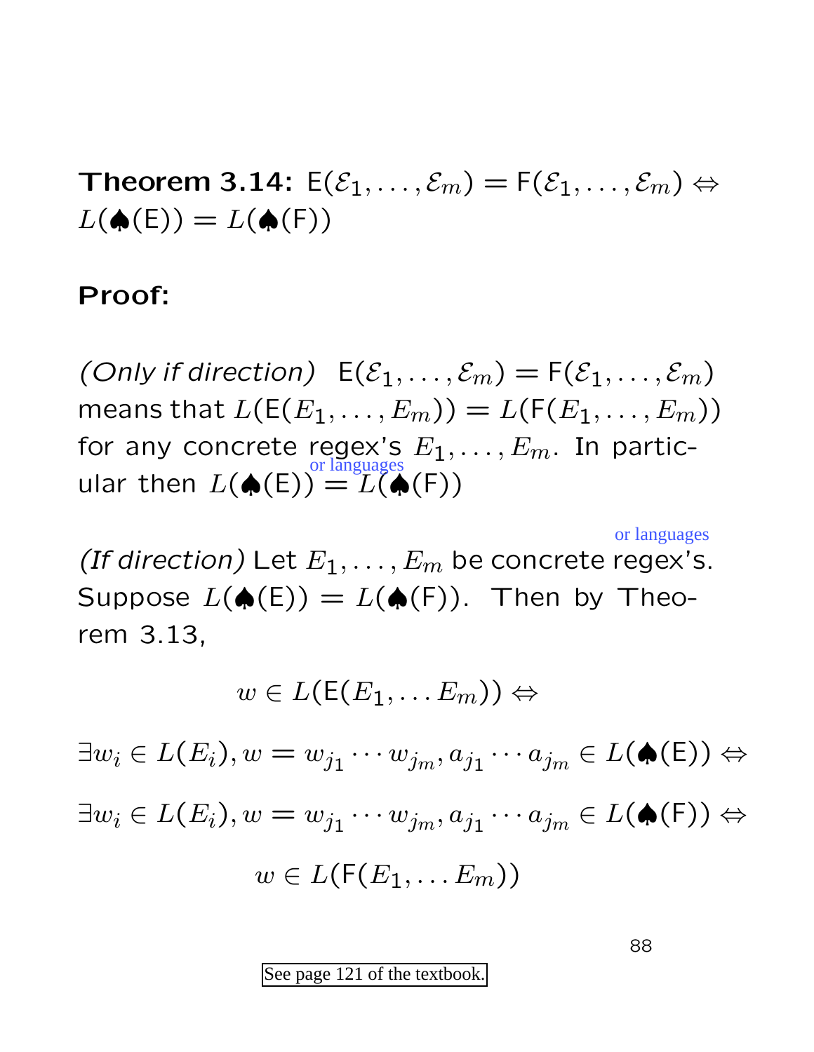**Theorem 3.14:** $\mathsf{E}(\mathcal{E}_1, \ldots, \mathcal{E}_m) = \mathsf{F}(\mathcal{E}_1, \ldots, \mathcal{E}_m) \Leftrightarrow L(\spadesuit(\mathsf{E})) = L(\spadesuit(\mathsf{F}))$

**Proof:**

*(Only if direction)* $\mathsf{E}(\mathcal{E}_1, \ldots, \mathcal{E}_m) = \mathsf{F}(\mathcal{E}_1, \ldots, \mathcal{E}_m)$ means that $L(\mathsf{E}(E_1, \ldots, E_m)) = L(\mathsf{F}(E_1, \ldots, E_m))$ for any concrete regex's (or languages) $E_1, \ldots, E_m$. In particular then $L(\spadesuit(\mathsf{E})) = L(\spadesuit(\mathsf{F}))$

*(If direction)* Let $E_1, \ldots, E_m$ be concrete regex's (or languages). Suppose $L(\spadesuit(\mathsf{E})) = L(\spadesuit(\mathsf{F}))$. Then by Theorem 3.13,

$$w \in L(\mathsf{E}(E_1, \ldots E_m)) \Leftrightarrow$$

$$\exists w_i \in L(E_i), w = w_{j_1} \cdots w_{j_m}, a_{j_1} \cdots a_{j_m} \in L(\spadesuit(\mathsf{E})) \Leftrightarrow$$

$$\exists w_i \in L(E_i), w = w_{j_1} \cdots w_{j_m}, a_{j_1} \cdots a_{j_m} \in L(\spadesuit(\mathsf{F})) \Leftrightarrow$$

$$w \in L(\mathsf{F}(E_1, \ldots E_m))$$

See page 121 of the textbook.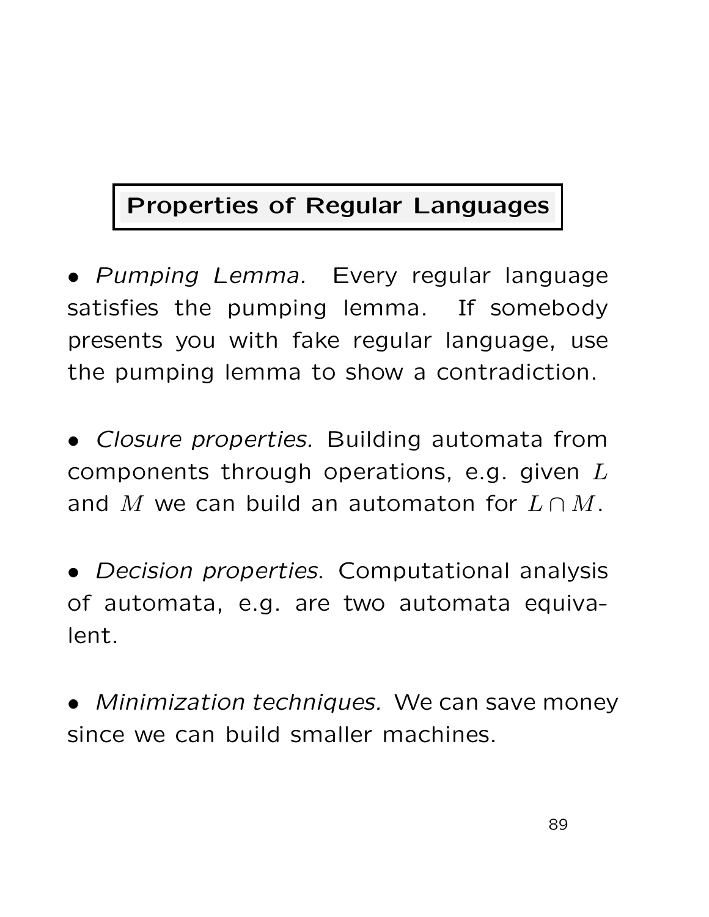# Properties of Regular Languages

- *Pumping Lemma.* Every regular language satisfies the pumping lemma. If somebody presents you with fake regular language, use the pumping lemma to show a contradiction.

- *Closure properties.* Building automata from components through operations, e.g. given $L$ and $M$ we can build an automaton for $L \cap M$.

- *Decision properties.* Computational analysis of automata, e.g. are two automata equivalent.

- *Minimization techniques.* We can save money since we can build smaller machines.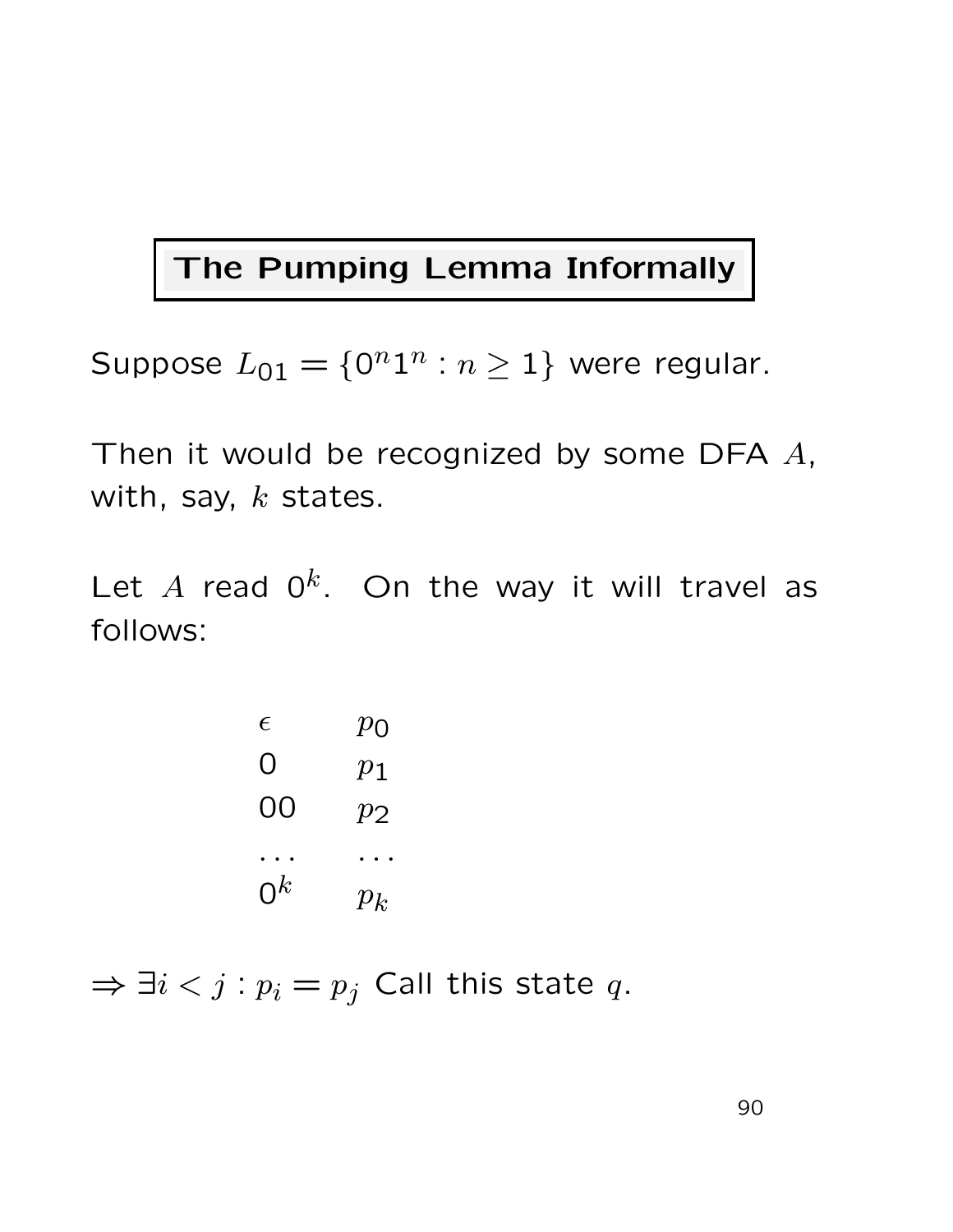# The Pumping Lemma Informally

Suppose $L_{01} = \{0^n 1^n : n \geq 1\}$ were regular.

Then it would be recognized by some DFA $A$, with, say, $k$ states.

Let $A$ read $0^k$. On the way it will travel as follows:

| | |
|---|---|
| $\epsilon$ | $p_0$ |
| $0$ | $p_1$ |
| $00$ | $p_2$ |
| $\ldots$ | $\ldots$ |
| $0^k$ | $p_k$ |

$\Rightarrow \exists i < j : p_i = p_j$ Call this state $q$.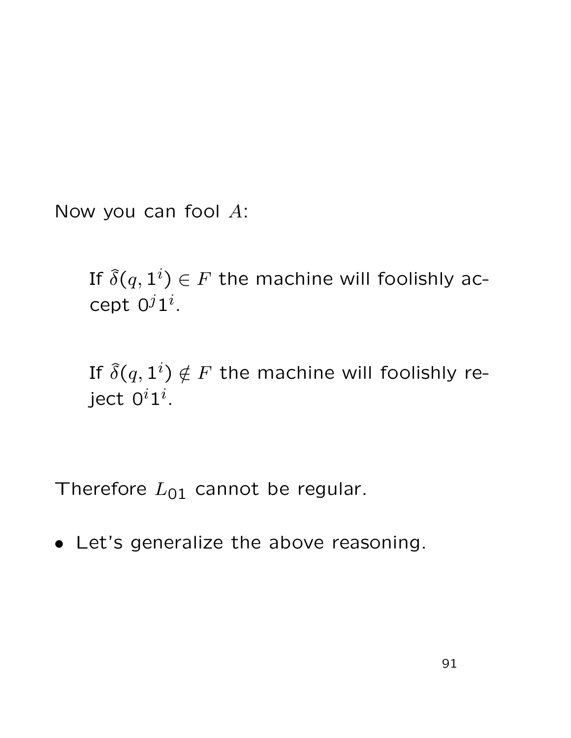Now you can fool $A$:

> If $\widehat{\delta}(q, 1^i) \in F$ the machine will foolishly accept $0^j 1^i$.
>
> If $\widehat{\delta}(q, 1^i) \notin F$ the machine will foolishly reject $0^i 1^i$.

Therefore $L_{01}$ cannot be regular.

- Let's generalize the above reasoning.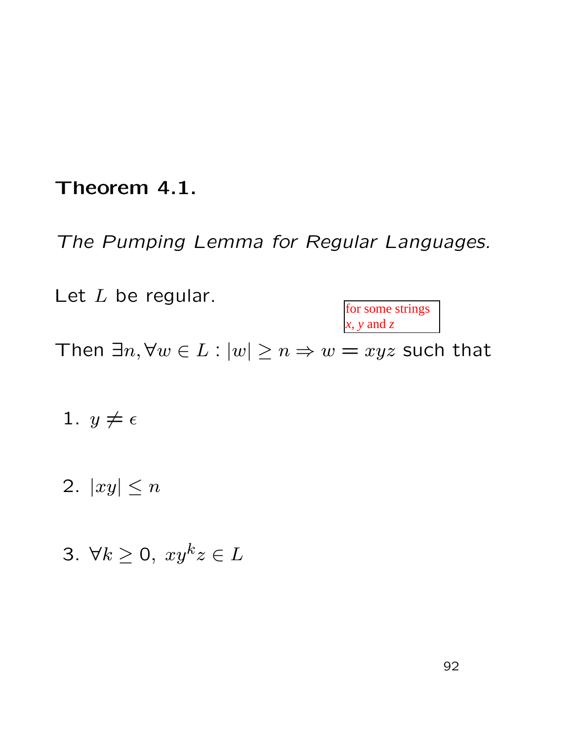**Theorem 4.1.**

*The Pumping Lemma for Regular Languages.*

Let $L$ be regular.

for some strings $x$, $y$ and $z$

Then $\exists n, \forall w \in L : |w| \geq n \Rightarrow w = xyz$ such that

1. $y \neq \epsilon$
2. $|xy| \leq n$
3. $\forall k \geq 0,\ xy^k z \in L$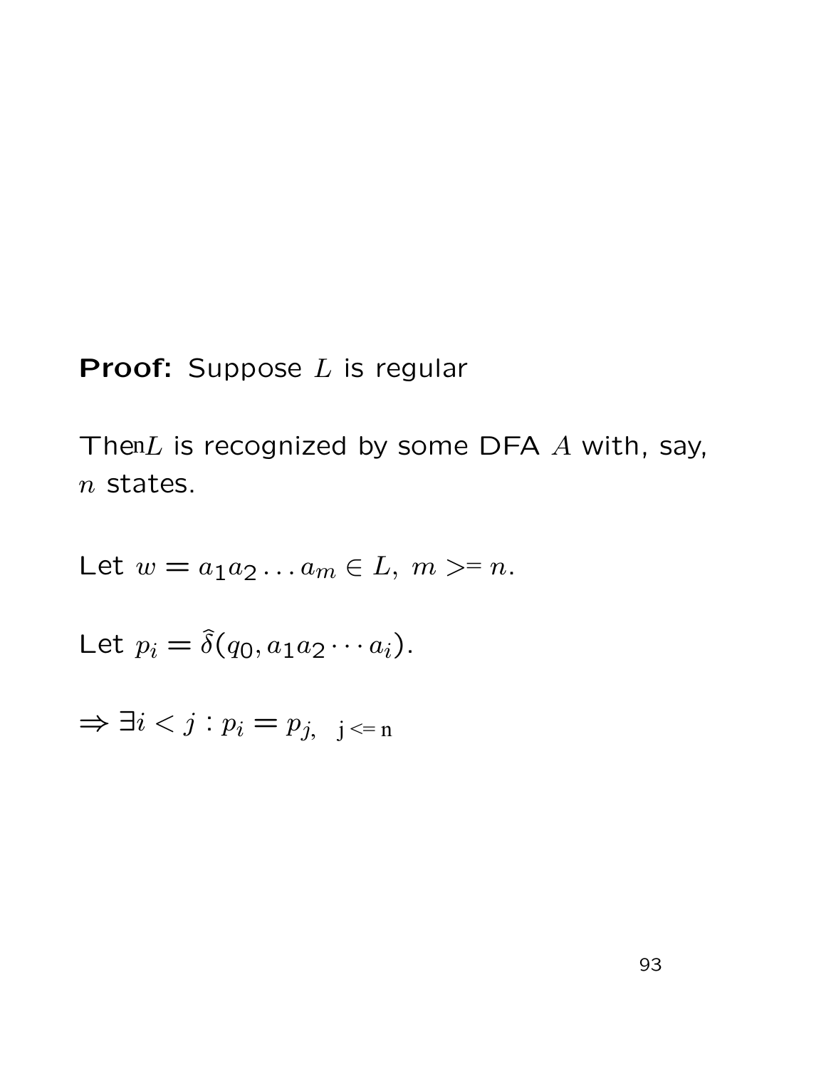**Proof:** Suppose $L$ is regular

Then $L$ is recognized by some DFA $A$ with, say, $n$ states.

Let $w = a_1 a_2 \ldots a_m \in L,\ m >= n$.

Let $p_i = \hat{\delta}(q_0, a_1 a_2 \cdots a_i)$.

$\Rightarrow \exists i < j : p_i = p_j,\ \ j <= n$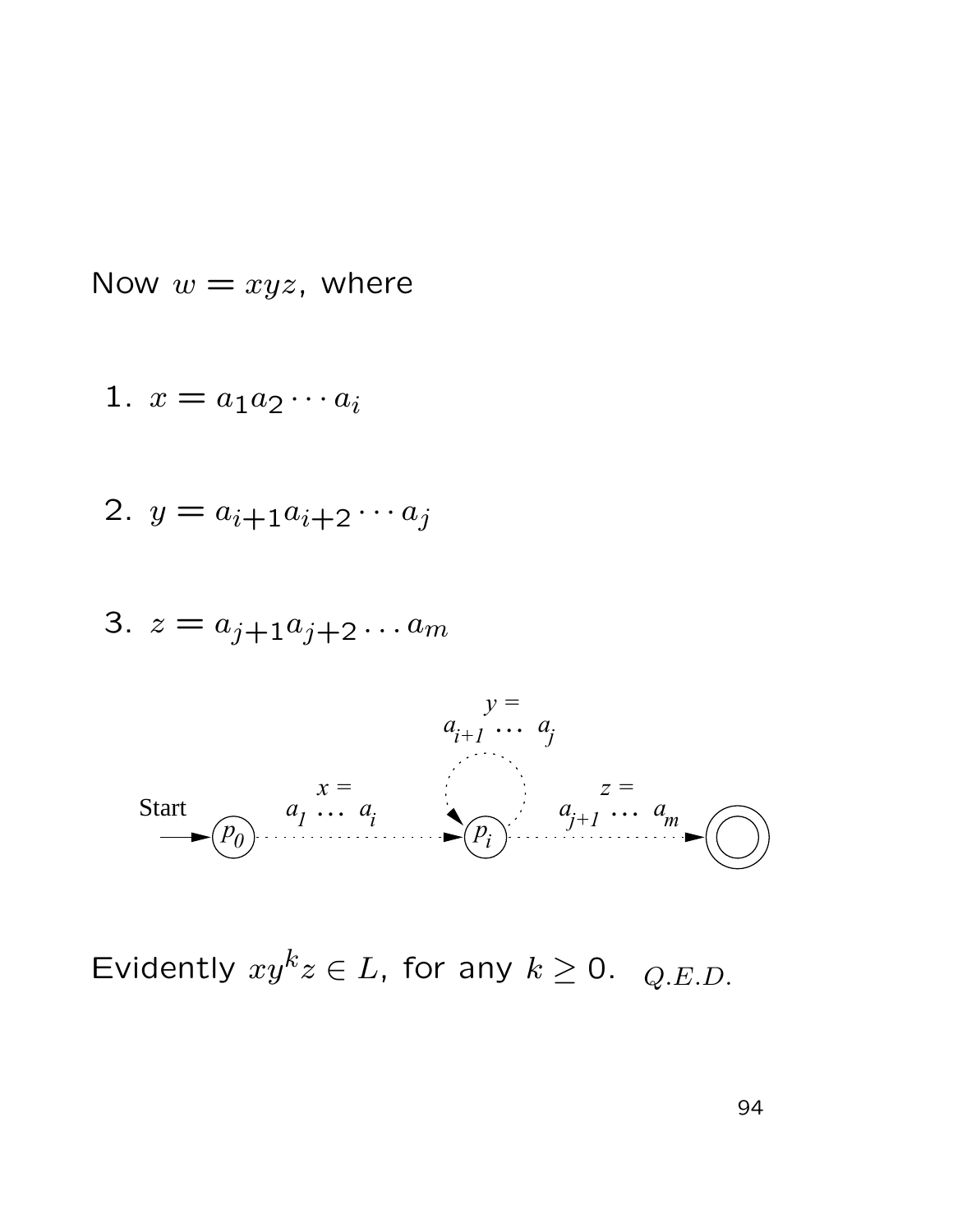Now $w = xyz$, where

1. $x = a_1 a_2 \cdots a_i$

2. $y = a_{i+1} a_{i+2} \cdots a_j$

3. $z = a_{j+1} a_{j+2} \ldots a_m$

Evidently $xy^k z \in L$, for any $k \geq 0$. $Q.E.D.$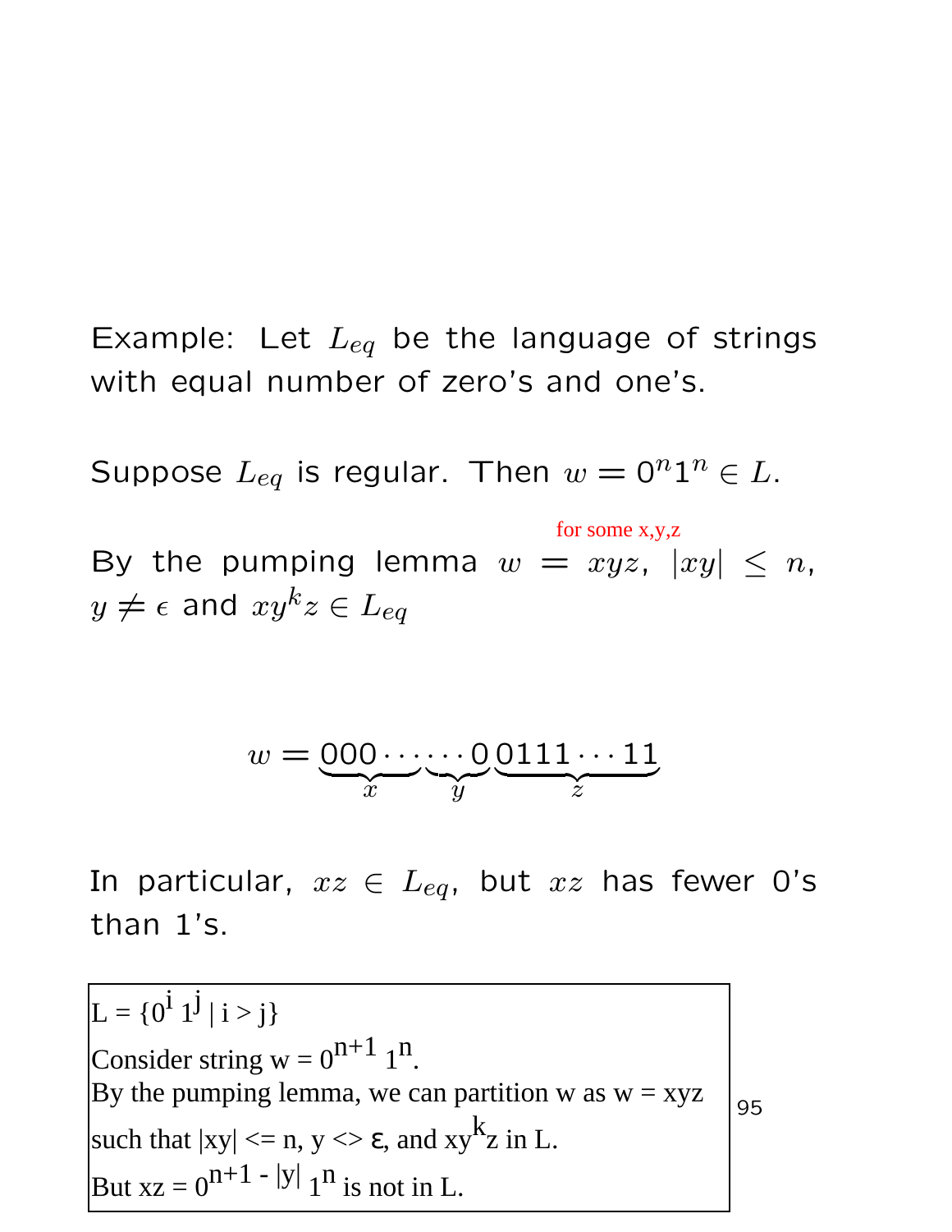Example: Let $L_{eq}$ be the language of strings with equal number of zero's and one's.

Suppose $L_{eq}$ is regular. Then $w = 0^n 1^n \in L$.

By the pumping lemma $w = xyz$, for some x,y,z $|xy| \leq n$, $y \neq \epsilon$ and $xy^k z \in L_{eq}$

$$w = \underbrace{000\cdots}_{x}\underbrace{\cdots 0}_{y}\underbrace{0111\cdots 11}_{z}$$

In particular, $xz \in L_{eq}$, but $xz$ has fewer 0's than 1's.

$L = \{0^i 1^j \mid i > j\}$

Consider string $w = 0^{n+1} 1^n$.

By the pumping lemma, we can partition w as w = xyz such that |xy| <= n, y <> ε, and $xy^k z$ in L.

But $xz = 0^{n+1 - |y|} 1^n$ is not in L.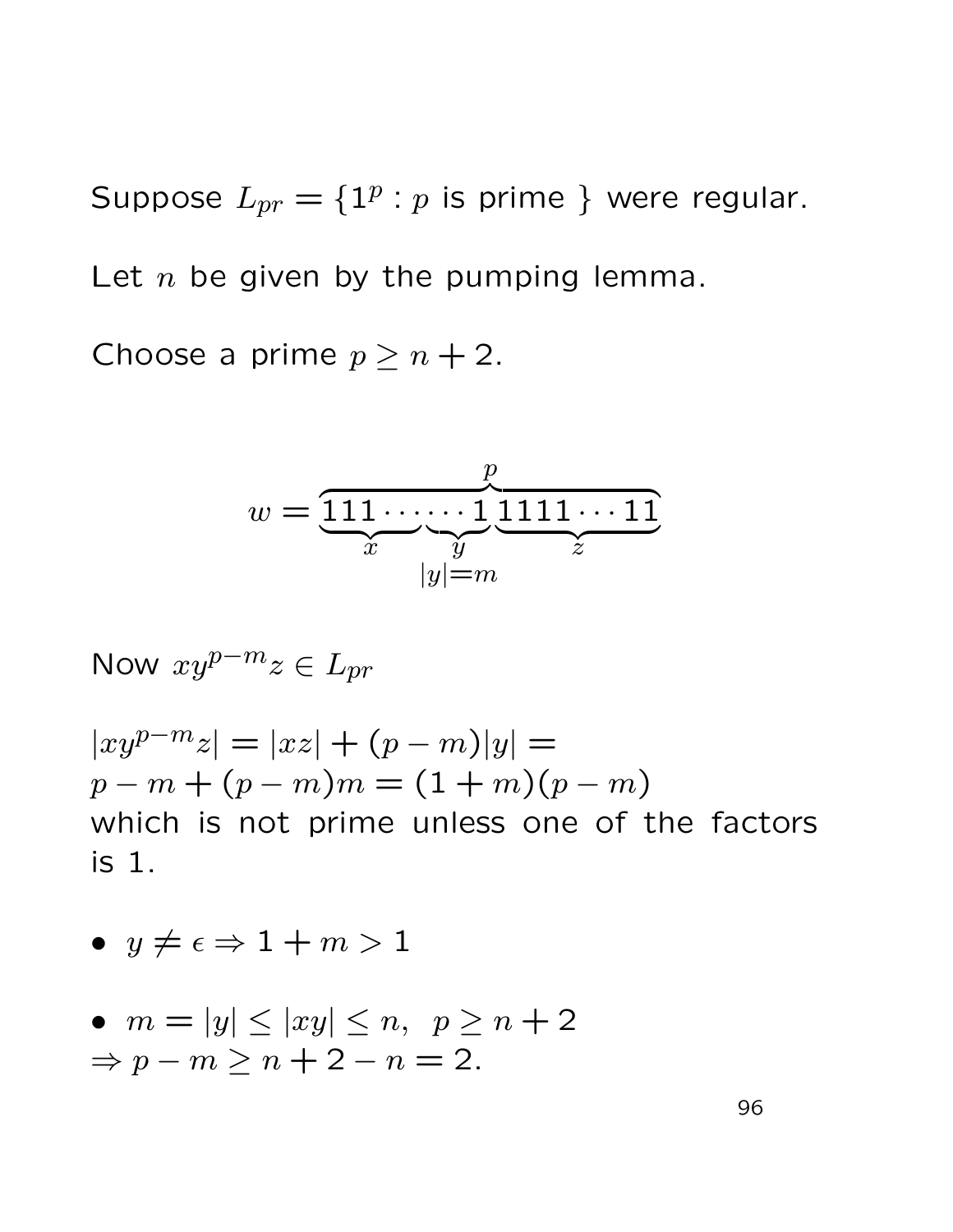Suppose $L_{pr} = \{1^p : p \text{ is prime }\}$ were regular.

Let $n$ be given by the pumping lemma.

Choose a prime $p \geq n + 2$.

$$w = \overbrace{\underbrace{111 \cdots \cdots}_{x} \underbrace{\cdots 1}_{\substack{y \\ |y|=m}} \underbrace{1111 \cdots 11}_{z}}^{p}$$

Now $xy^{p-m}z \in L_{pr}$

$|xy^{p-m}z| = |xz| + (p - m)|y| =$
$p - m + (p - m)m = (1 + m)(p - m)$
which is not prime unless one of the factors is 1.

- $y \neq \epsilon \Rightarrow 1 + m > 1$

- $m = |y| \leq |xy| \leq n, \;\; p \geq n + 2$
$\Rightarrow p - m \geq n + 2 - n = 2.$